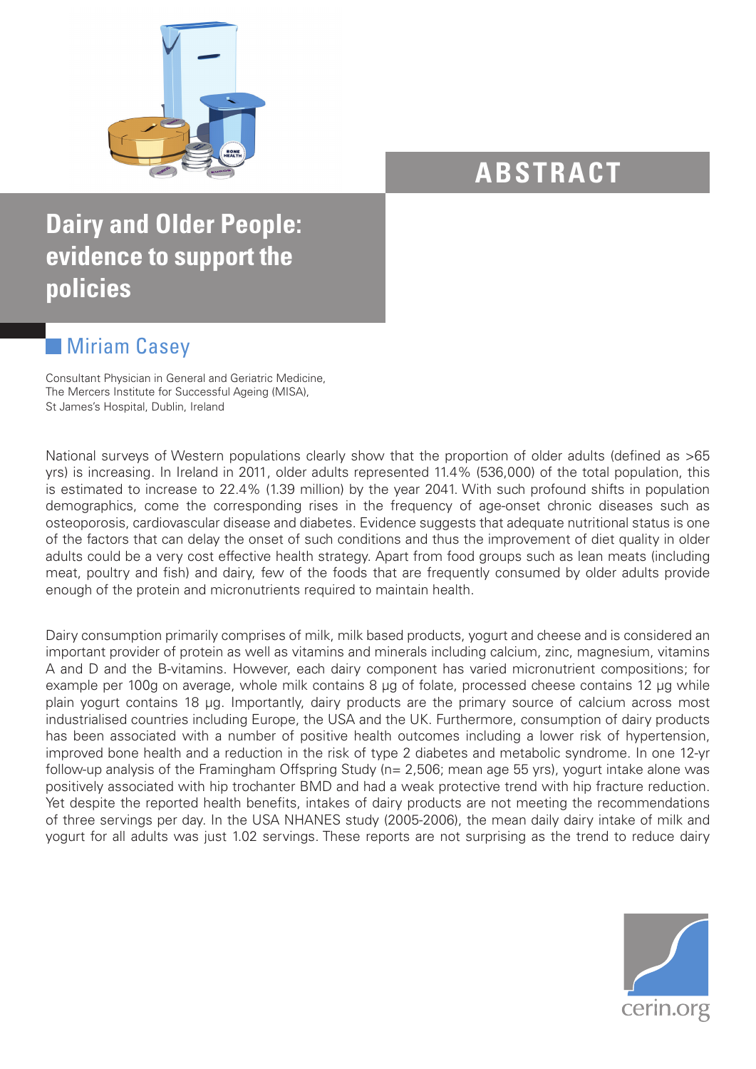ABSTRACT

# Dairy and Older People: evidence to support the policies

## Miriam Casey

Consultant Physician in General and Geriatric Medicine,
The Mercers Institute for Successful Ageing (MISA),
St James's Hospital, Dublin, Ireland

National surveys of Western populations clearly show that the proportion of older adults (defined as >65 yrs) is increasing. In Ireland in 2011, older adults represented 11.4% (536,000) of the total population, this is estimated to increase to 22.4% (1.39 million) by the year 2041. With such profound shifts in population demographics, come the corresponding rises in the frequency of age-onset chronic diseases such as osteoporosis, cardiovascular disease and diabetes. Evidence suggests that adequate nutritional status is one of the factors that can delay the onset of such conditions and thus the improvement of diet quality in older adults could be a very cost effective health strategy. Apart from food groups such as lean meats (including meat, poultry and fish) and dairy, few of the foods that are frequently consumed by older adults provide enough of the protein and micronutrients required to maintain health.

Dairy consumption primarily comprises of milk, milk based products, yogurt and cheese and is considered an important provider of protein as well as vitamins and minerals including calcium, zinc, magnesium, vitamins A and D and the B-vitamins. However, each dairy component has varied micronutrient compositions; for example per 100g on average, whole milk contains 8 µg of folate, processed cheese contains 12 µg while plain yogurt contains 18 µg. Importantly, dairy products are the primary source of calcium across most industrialised countries including Europe, the USA and the UK. Furthermore, consumption of dairy products has been associated with a number of positive health outcomes including a lower risk of hypertension, improved bone health and a reduction in the risk of type 2 diabetes and metabolic syndrome. In one 12-yr follow-up analysis of the Framingham Offspring Study (n= 2,506; mean age 55 yrs), yogurt intake alone was positively associated with hip trochanter BMD and had a weak protective trend with hip fracture reduction. Yet despite the reported health benefits, intakes of dairy products are not meeting the recommendations of three servings per day. In the USA NHANES study (2005-2006), the mean daily dairy intake of milk and yogurt for all adults was just 1.02 servings. These reports are not surprising as the trend to reduce dairy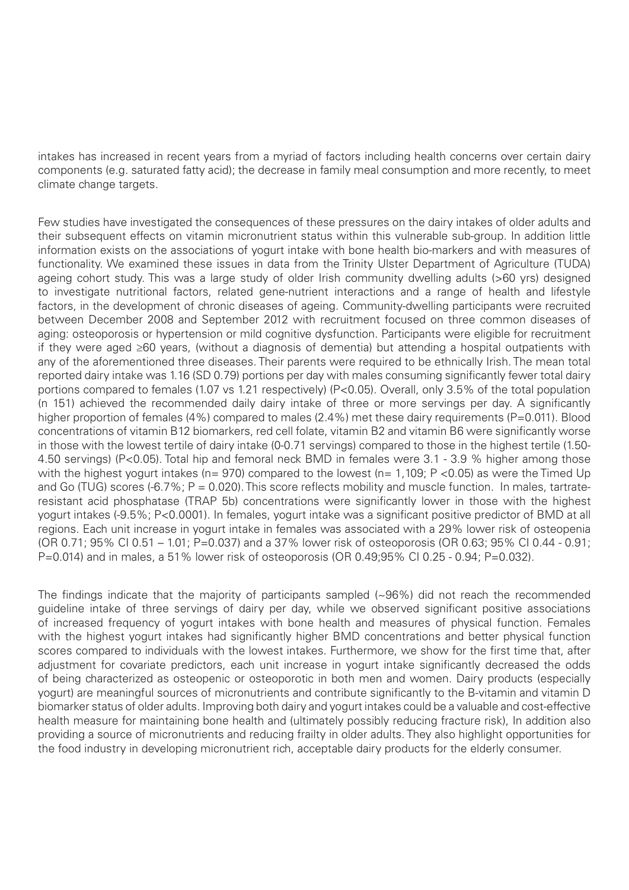intakes has increased in recent years from a myriad of factors including health concerns over certain dairy components (e.g. saturated fatty acid); the decrease in family meal consumption and more recently, to meet climate change targets.

Few studies have investigated the consequences of these pressures on the dairy intakes of older adults and their subsequent effects on vitamin micronutrient status within this vulnerable sub-group. In addition little information exists on the associations of yogurt intake with bone health bio-markers and with measures of functionality. We examined these issues in data from the Trinity Ulster Department of Agriculture (TUDA) ageing cohort study. This was a large study of older Irish community dwelling adults (>60 yrs) designed to investigate nutritional factors, related gene-nutrient interactions and a range of health and lifestyle factors, in the development of chronic diseases of ageing. Community-dwelling participants were recruited between December 2008 and September 2012 with recruitment focused on three common diseases of aging: osteoporosis or hypertension or mild cognitive dysfunction. Participants were eligible for recruitment if they were aged ≥60 years, (without a diagnosis of dementia) but attending a hospital outpatients with any of the aforementioned three diseases. Their parents were required to be ethnically Irish. The mean total reported dairy intake was 1.16 (SD 0.79) portions per day with males consuming significantly fewer total dairy portions compared to females (1.07 vs 1.21 respectively) ($P<0.05$). Overall, only 3.5% of the total population (n 151) achieved the recommended daily dairy intake of three or more servings per day. A significantly higher proportion of females (4%) compared to males (2.4%) met these dairy requirements ($P=0.011$). Blood concentrations of vitamin B12 biomarkers, red cell folate, vitamin B2 and vitamin B6 were significantly worse in those with the lowest tertile of dairy intake (0-0.71 servings) compared to those in the highest tertile (1.50-4.50 servings) ($P<0.05$). Total hip and femoral neck BMD in females were 3.1 - 3.9 % higher among those with the highest yogurt intakes (n= 970) compared to the lowest (n= 1,109; $P<0.05$) as were the Timed Up and Go (TUG) scores (-6.7%; $P = 0.020$). This score reflects mobility and muscle function. In males, tartrate-resistant acid phosphatase (TRAP 5b) concentrations were significantly lower in those with the highest yogurt intakes (-9.5%; $P<0.0001$). In females, yogurt intake was a significant positive predictor of BMD at all regions. Each unit increase in yogurt intake in females was associated with a 29% lower risk of osteopenia (OR 0.71; 95% CI 0.51 – 1.01; $P=0.037$) and a 37% lower risk of osteoporosis (OR 0.63; 95% CI 0.44 - 0.91; $P=0.014$) and in males, a 51% lower risk of osteoporosis (OR 0.49;95% CI 0.25 - 0.94; $P=0.032$).

The findings indicate that the majority of participants sampled (~96%) did not reach the recommended guideline intake of three servings of dairy per day, while we observed significant positive associations of increased frequency of yogurt intakes with bone health and measures of physical function. Females with the highest yogurt intakes had significantly higher BMD concentrations and better physical function scores compared to individuals with the lowest intakes. Furthermore, we show for the first time that, after adjustment for covariate predictors, each unit increase in yogurt intake significantly decreased the odds of being characterized as osteopenic or osteoporotic in both men and women. Dairy products (especially yogurt) are meaningful sources of micronutrients and contribute significantly to the B-vitamin and vitamin D biomarker status of older adults. Improving both dairy and yogurt intakes could be a valuable and cost-effective health measure for maintaining bone health and (ultimately possibly reducing fracture risk), In addition also providing a source of micronutrients and reducing frailty in older adults. They also highlight opportunities for the food industry in developing micronutrient rich, acceptable dairy products for the elderly consumer.